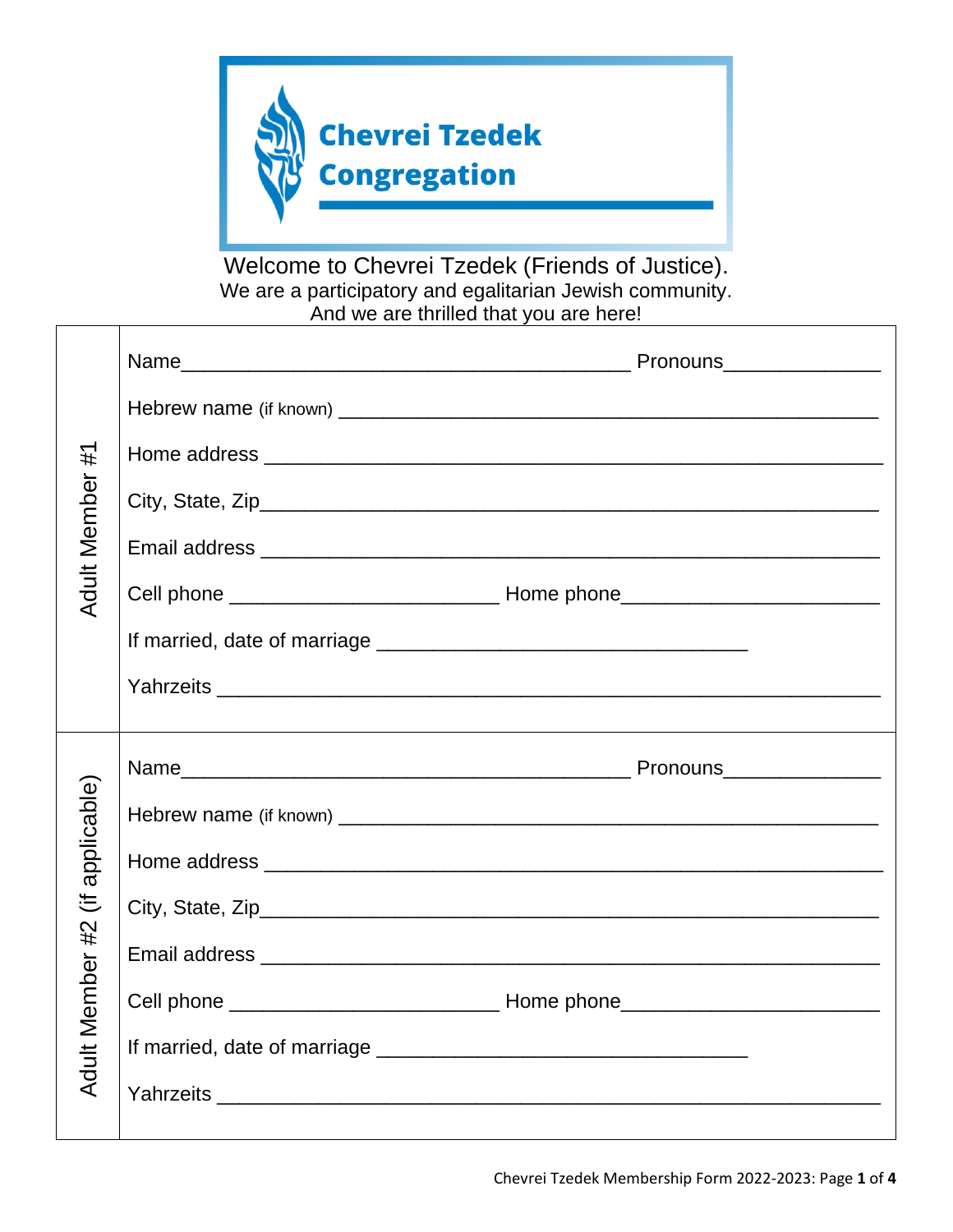# Chevrei Tzedek Congregation

Welcome to Chevrei Tzedek (Friends of Justice).
We are a participatory and egalitarian Jewish community.
And we are thrilled that you are here!

| Adult Member #1 | |
|---|---|
| | Name________________________________________ Pronouns______________ |
| | Hebrew name (if known) ________________________________________________ |
| | Home address _______________________________________________________ |
| | City, State, Zip______________________________________________________ |
| | Email address ______________________________________________________ |
| | Cell phone ________________________ Home phone______________________ |
| | If married, date of marriage _________________________________ |
| | Yahrzeits __________________________________________________________ |

| Adult Member #2 (if applicable) | |
|---|---|
| | Name________________________________________ Pronouns______________ |
| | Hebrew name (if known) ________________________________________________ |
| | Home address _______________________________________________________ |
| | City, State, Zip______________________________________________________ |
| | Email address ______________________________________________________ |
| | Cell phone ________________________ Home phone______________________ |
| | If married, date of marriage _________________________________ |
| | Yahrzeits __________________________________________________________ |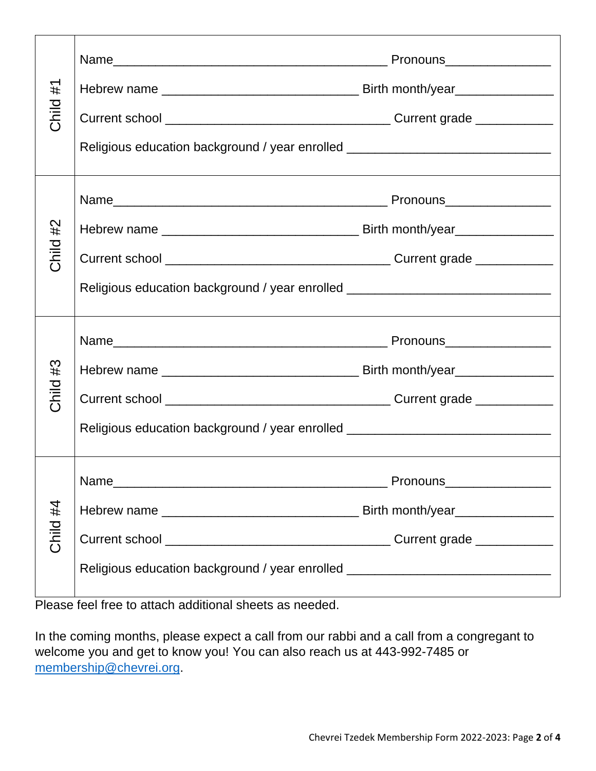| | |
|---|---|
| Child #1 | Name_________________________________________ Pronouns________________<br>Hebrew name _____________________________ Birth month/year_______________<br>Current school _________________________________ Current grade ____________<br>Religious education background / year enrolled ______________________________ |
| Child #2 | Name_________________________________________ Pronouns________________<br>Hebrew name _____________________________ Birth month/year_______________<br>Current school _________________________________ Current grade ____________<br>Religious education background / year enrolled ______________________________ |
| Child #3 | Name_________________________________________ Pronouns________________<br>Hebrew name _____________________________ Birth month/year_______________<br>Current school _________________________________ Current grade ____________<br>Religious education background / year enrolled ______________________________ |
| Child #4 | Name_________________________________________ Pronouns________________<br>Hebrew name _____________________________ Birth month/year_______________<br>Current school _________________________________ Current grade ____________<br>Religious education background / year enrolled ______________________________ |

Please feel free to attach additional sheets as needed.

In the coming months, please expect a call from our rabbi and a call from a congregant to welcome you and get to know you! You can also reach us at 443-992-7485 or [membership@chevrei.org](mailto:membership@chevrei.org).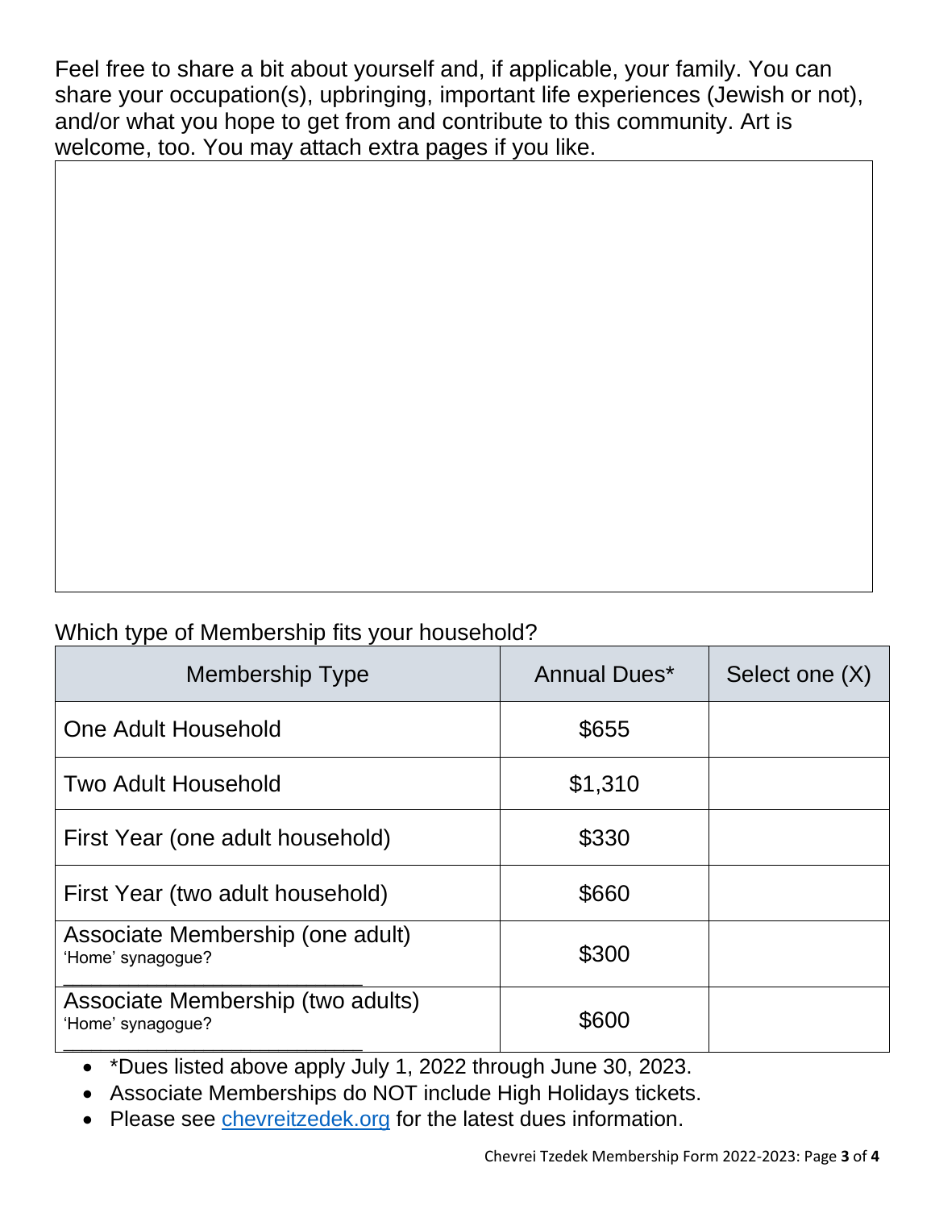Feel free to share a bit about yourself and, if applicable, your family. You can share your occupation(s), upbringing, important life experiences (Jewish or not), and/or what you hope to get from and contribute to this community. Art is welcome, too. You may attach extra pages if you like.

Which type of Membership fits your household?

| Membership Type | Annual Dues* | Select one (X) |
| --- | --- | --- |
| One Adult Household | $655 | |
| Two Adult Household | $1,310 | |
| First Year (one adult household) | $330 | |
| First Year (two adult household) | $660 | |
| Associate Membership (one adult) 'Home' synagogue? ____________________ | $300 | |
| Associate Membership (two adults) 'Home' synagogue? ____________________ | $600 | |

- *Dues listed above apply July 1, 2022 through June 30, 2023.
- Associate Memberships do NOT include High Holidays tickets.
- Please see chevreitzedek.org for the latest dues information.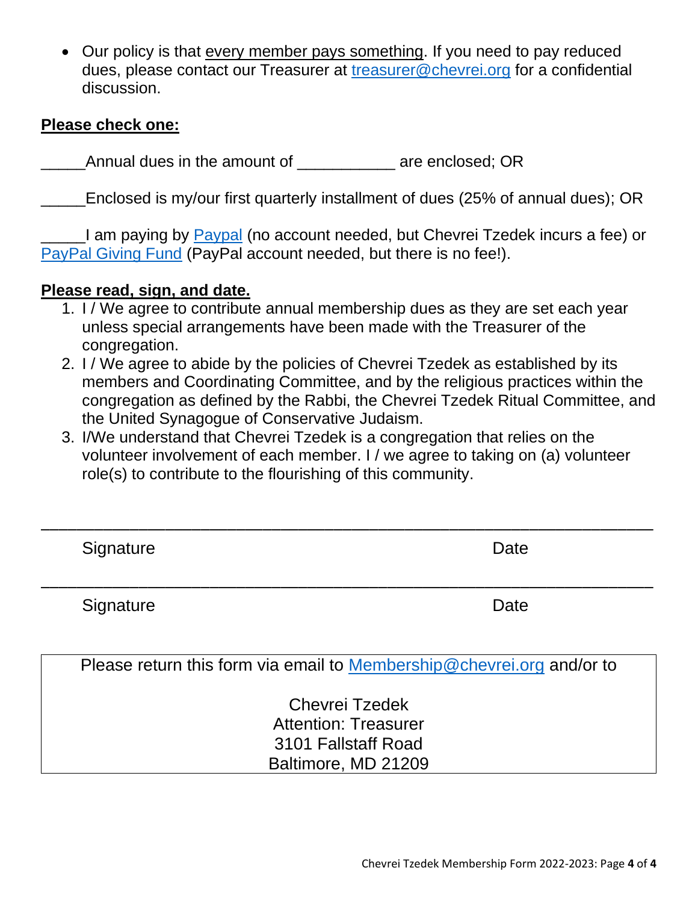- Our policy is that <u>every member pays something</u>. If you need to pay reduced dues, please contact our Treasurer at treasurer@chevrei.org for a confidential discussion.

**<u>Please check one:</u>**

_____Annual dues in the amount of ___________ are enclosed; OR

_____Enclosed is my/our first quarterly installment of dues (25% of annual dues); OR

_____I am paying by Paypal (no account needed, but Chevrei Tzedek incurs a fee) or PayPal Giving Fund (PayPal account needed, but there is no fee!).

**<u>Please read, sign, and date.</u>**

1. I / We agree to contribute annual membership dues as they are set each year unless special arrangements have been made with the Treasurer of the congregation.
2. I / We agree to abide by the policies of Chevrei Tzedek as established by its members and Coordinating Committee, and by the religious practices within the congregation as defined by the Rabbi, the Chevrei Tzedek Ritual Committee, and the United Synagogue of Conservative Judaism.
3. I/We understand that Chevrei Tzedek is a congregation that relies on the volunteer involvement of each member. I / we agree to taking on (a) volunteer role(s) to contribute to the flourishing of this community.

_______________________________________________________________

Signature                                                                                Date

_______________________________________________________________

Signature                                                                                Date

| |
|---|
| Please return this form via email to Membership@chevrei.org and/or to<br><br>Chevrei Tzedek<br>Attention: Treasurer<br>3101 Fallstaff Road<br>Baltimore, MD 21209 |